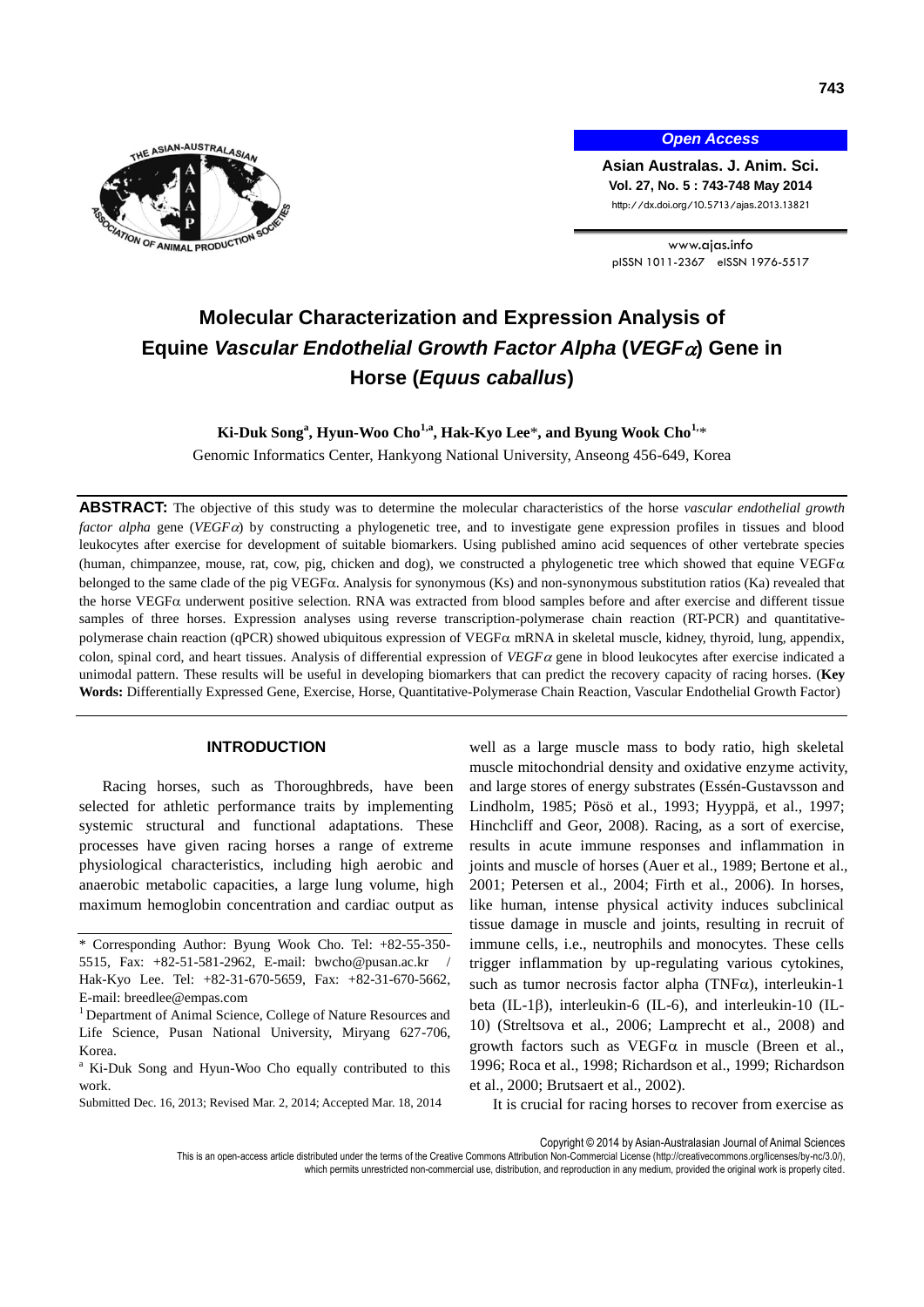# Molecular Characterization and Expression Analysis of Equine *Vascular Endothelial Growth Factor Alpha* (*VEGFα*) Gene in Horse (*Equus caballus*)

**Ki-Duk Song[a], Hyun-Woo Cho[1,a], Hak-Kyo Lee\*, and Byung Wook Cho[1,]\***

Genomic Informatics Center, Hankyong National University, Anseong 456-649, Korea

**ABSTRACT:** The objective of this study was to determine the molecular characteristics of the horse *vascular endothelial growth factor alpha* gene (*VEGFα*) by constructing a phylogenetic tree, and to investigate gene expression profiles in tissues and blood leukocytes after exercise for development of suitable biomarkers. Using published amino acid sequences of other vertebrate species (human, chimpanzee, mouse, rat, cow, pig, chicken and dog), we constructed a phylogenetic tree which showed that equine VEGFα belonged to the same clade of the pig VEGFα. Analysis for synonymous (Ks) and non-synonymous substitution ratios (Ka) revealed that the horse VEGFα underwent positive selection. RNA was extracted from blood samples before and after exercise and different tissue samples of three horses. Expression analyses using reverse transcription-polymerase chain reaction (RT-PCR) and quantitative-polymerase chain reaction (qPCR) showed ubiquitous expression of VEGFα mRNA in skeletal muscle, kidney, thyroid, lung, appendix, colon, spinal cord, and heart tissues. Analysis of differential expression of *VEGFα* gene in blood leukocytes after exercise indicated a unimodal pattern. These results will be useful in developing biomarkers that can predict the recovery capacity of racing horses. (**Key Words:** Differentially Expressed Gene, Exercise, Horse, Quantitative-Polymerase Chain Reaction, Vascular Endothelial Growth Factor)

## INTRODUCTION

Racing horses, such as Thoroughbreds, have been selected for athletic performance traits by implementing systemic structural and functional adaptations. These processes have given racing horses a range of extreme physiological characteristics, including high aerobic and anaerobic metabolic capacities, a large lung volume, high maximum hemoglobin concentration and cardiac output as well as a large muscle mass to body ratio, high skeletal muscle mitochondrial density and oxidative enzyme activity, and large stores of energy substrates (Essén-Gustavsson and Lindholm, 1985; Pösö et al., 1993; Hyyppä, et al., 1997; Hinchcliff and Geor, 2008). Racing, as a sort of exercise, results in acute immune responses and inflammation in joints and muscle of horses (Auer et al., 1989; Bertone et al., 2001; Petersen et al., 2004; Firth et al., 2006). In horses, like human, intense physical activity induces subclinical tissue damage in muscle and joints, resulting in recruit of immune cells, i.e., neutrophils and monocytes. These cells trigger inflammation by up-regulating various cytokines, such as tumor necrosis factor alpha (TNFα), interleukin-1 beta (IL-1β), interleukin-6 (IL-6), and interleukin-10 (IL-10) (Streltsova et al., 2006; Lamprecht et al., 2008) and growth factors such as VEGFα in muscle (Breen et al., 1996; Roca et al., 1998; Richardson et al., 1999; Richardson et al., 2000; Brutsaert et al., 2002).

It is crucial for racing horses to recover from exercise as

\* Corresponding Author: Byung Wook Cho. Tel: +82-55-350-5515, Fax: +82-51-581-2962, E-mail: bwcho@pusan.ac.kr / Hak-Kyo Lee. Tel: +82-31-670-5659, Fax: +82-31-670-5662, E-mail: breedlee@empas.com

[1] Department of Animal Science, College of Nature Resources and Life Science, Pusan National University, Miryang 627-706, Korea.

[a] Ki-Duk Song and Hyun-Woo Cho equally contributed to this work.

Submitted Dec. 16, 2013; Revised Mar. 2, 2014; Accepted Mar. 18, 2014

Copyright © 2014 by Asian-Australasian Journal of Animal Sciences

This is an open-access article distributed under the terms of the Creative Commons Attribution Non-Commercial License (http://creativecommons.org/licenses/by-nc/3.0/), which permits unrestricted non-commercial use, distribution, and reproduction in any medium, provided the original work is properly cited.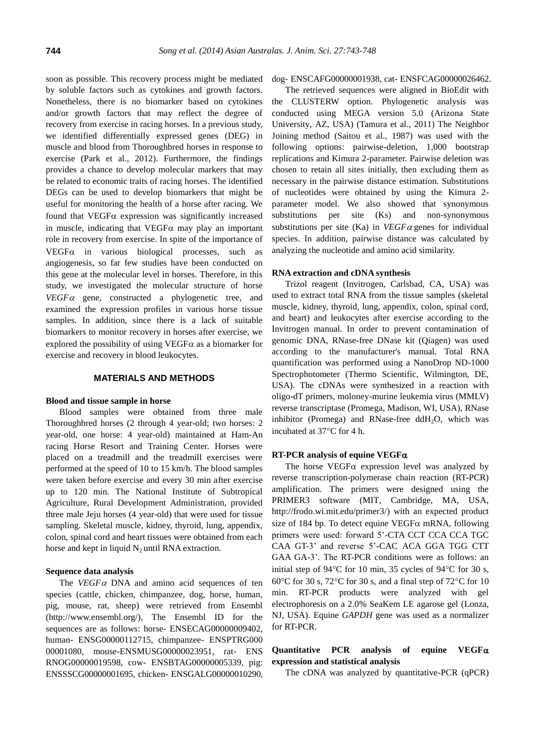soon as possible. This recovery process might be mediated by soluble factors such as cytokines and growth factors. Nonetheless, there is no biomarker based on cytokines and/or growth factors that may reflect the degree of recovery from exercise in racing horses. In a previous study, we identified differentially expressed genes (DEG) in muscle and blood from Thoroughbred horses in response to exercise (Park et al., 2012). Furthermore, the findings provides a chance to develop molecular markers that may be related to economic traits of racing horses. The identified DEGs can be used to develop biomarkers that might be useful for monitoring the health of a horse after racing. We found that VEGFα expression was significantly increased in muscle, indicating that VEGFα may play an important role in recovery from exercise. In spite of the importance of VEGFα in various biological processes, such as angiogenesis, so far few studies have been conducted on this gene at the molecular level in horses. Therefore, in this study, we investigated the molecular structure of horse *VEGFα* gene, constructed a phylogenetic tree, and examined the expression profiles in various horse tissue samples. In addition, since there is a lack of suitable biomarkers to monitor recovery in horses after exercise, we explored the possibility of using VEGFα as a biomarker for exercise and recovery in blood leukocytes.

## MATERIALS AND METHODS

### Blood and tissue sample in horse

Blood samples were obtained from three male Thoroughbred horses (2 through 4 year-old; two horses: 2 year-old, one horse: 4 year-old) maintained at Ham-An racing Horse Resort and Training Center. Horses were placed on a treadmill and the treadmill exercises were performed at the speed of 10 to 15 km/h. The blood samples were taken before exercise and every 30 min after exercise up to 120 min. The National Institute of Subtropical Agriculture, Rural Development Administration, provided three male Jeju horses (4 year-old) that were used for tissue sampling. Skeletal muscle, kidney, thyroid, lung, appendix, colon, spinal cord and heart tissues were obtained from each horse and kept in liquid $N_2$ until RNA extraction.

### Sequence data analysis

The *VEGFα* DNA and amino acid sequences of ten species (cattle, chicken, chimpanzee, dog, horse, human, pig, mouse, rat, sheep) were retrieved from Ensembl (http://www.ensembl.org/), The Ensembl ID for the sequences are as follows: horse- ENSECAG00000009402, human- ENSG00000112715, chimpanzee- ENSPTRG000 00001080, mouse-ENSMUSG00000023951, rat- ENS RNOG00000019598, cow- ENSBTAG00000005339, pig: ENSSSCG00000001695, chicken- ENSGALG00000010290, dog- ENSCAFG00000001938, cat- ENSFCAG00000026462.

The retrieved sequences were aligned in BioEdit with the CLUSTERW option. Phylogenetic analysis was conducted using MEGA version 5.0 (Arizona State University, AZ, USA) (Tamura et al., 2011) The Neighbor Joining method (Saitou et al., 1987) was used with the following options: pairwise-deletion, 1,000 bootstrap replications and Kimura 2-parameter. Pairwise deletion was chosen to retain all sites initially, then excluding them as necessary in the pairwise distance estimation. Substitutions of nucleotides were obtained by using the Kimura 2-parameter model. We also showed that synonymous substitutions per site (Ks) and non-synonymous substitutions per site (Ka) in *VEGFα* genes for individual species. In addition, pairwise distance was calculated by analyzing the nucleotide and amino acid similarity.

### RNA extraction and cDNA synthesis

Trizol reagent (Invitrogen, Carlsbad, CA, USA) was used to extract total RNA from the tissue samples (skeletal muscle, kidney, thyroid, lung, appendix, colon, spinal cord, and heart) and leukocytes after exercise according to the Invitrogen manual. In order to prevent contamination of genomic DNA, RNase-free DNase kit (Qiagen) was used according to the manufacturer's manual. Total RNA quantification was performed using a NanoDrop ND-1000 Spectrophotometer (Thermo Scientific, Wilmington, DE, USA). The cDNAs were synthesized in a reaction with oligo-dT primers, moloney-murine leukemia virus (MMLV) reverse transcriptase (Promega, Madison, WI, USA), RNase inhibitor (Promega) and RNase-free $ddH_2O$, which was incubated at 37°C for 4 h.

### RT-PCR analysis of equine VEGFα

The horse VEGFα expression level was analyzed by reverse transcription-polymerase chain reaction (RT-PCR) amplification. The primers were designed using the PRIMER3 software (MIT, Cambridge, MA, USA, http://frodo.wi.mit.edu/primer3/) with an expected product size of 184 bp. To detect equine VEGFα mRNA, following primers were used: forward 5'-CTA CCT CCA CCA TGC CAA GT-3' and reverse 5'-CAC ACA GGA TGG CTT GAA GA-3'. The RT-PCR conditions were as follows: an initial step of 94°C for 10 min, 35 cycles of 94°C for 30 s, 60°C for 30 s, 72°C for 30 s, and a final step of 72°C for 10 min. RT-PCR products were analyzed with gel electrophoresis on a 2.0% SeaKem LE agarose gel (Lonza, NJ, USA). Equine *GAPDH* gene was used as a normalizer for RT-PCR.

### Quantitative PCR analysis of equine VEGFα expression and statistical analysis

The cDNA was analyzed by quantitative-PCR (qPCR)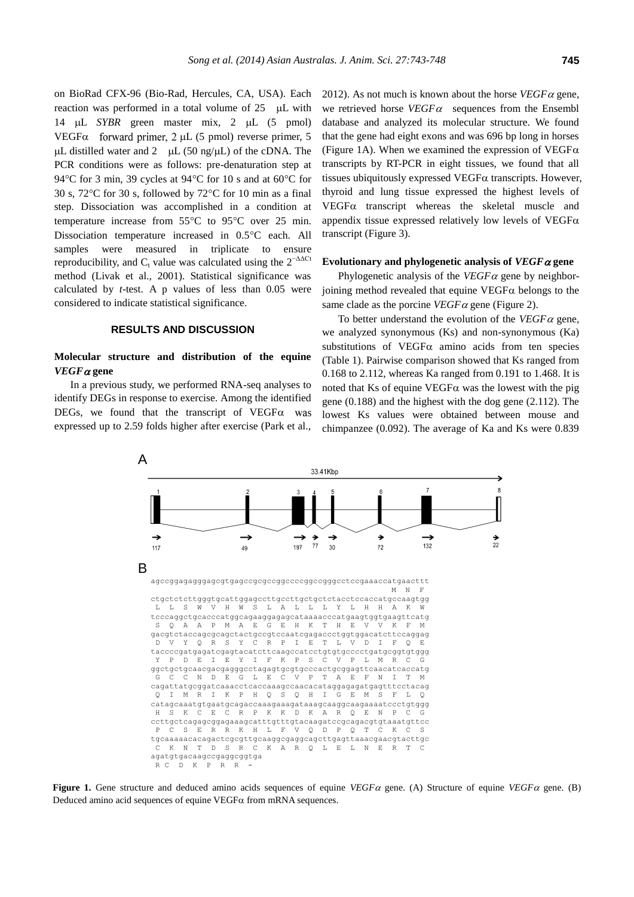on BioRad CFX-96 (Bio-Rad, Hercules, CA, USA). Each reaction was performed in a total volume of 25 μL with 14 μL *SYBR* green master mix, 2 μL (5 pmol) VEGFα forward primer, 2 μL (5 pmol) reverse primer, 5 μL distilled water and 2 μL (50 ng/μL) of the cDNA. The PCR conditions were as follows: pre-denaturation step at 94°C for 3 min, 39 cycles at 94°C for 10 s and at 60°C for 30 s, 72°C for 30 s, followed by 72°C for 10 min as a final step. Dissociation was accomplished in a condition at temperature increase from 55°C to 95°C over 25 min. Dissociation temperature increased in 0.5°C each. All samples were measured in triplicate to ensure reproducibility, and $C_t$ value was calculated using the $2^{-\Delta\Delta Ct}$ method (Livak et al., 2001). Statistical significance was calculated by *t*-test. A p values of less than 0.05 were considered to indicate statistical significance.

## RESULTS AND DISCUSSION

### Molecular structure and distribution of the equine *VEGFα* gene

In a previous study, we performed RNA-seq analyses to identify DEGs in response to exercise. Among the identified DEGs, we found that the transcript of VEGFα was expressed up to 2.59 folds higher after exercise (Park et al., 2012). As not much is known about the horse *VEGFα* gene, we retrieved horse *VEGFα* sequences from the Ensembl database and analyzed its molecular structure. We found that the gene had eight exons and was 696 bp long in horses (Figure 1A). When we examined the expression of VEGFα transcripts by RT-PCR in eight tissues, we found that all tissues ubiquitously expressed VEGFα transcripts. However, thyroid and lung tissue expressed the highest levels of VEGFα transcript whereas the skeletal muscle and appendix tissue expressed relatively low levels of VEGFα transcript (Figure 3).

### Evolutionary and phylogenetic analysis of *VEGFα* gene

Phylogenetic analysis of the *VEGFα* gene by neighbor-joining method revealed that equine VEGFα belongs to the same clade as the porcine *VEGFα* gene (Figure 2).

To better understand the evolution of the *VEGFα* gene, we analyzed synonymous (Ks) and non-synonymous (Ka) substitutions of VEGFα amino acids from ten species (Table 1). Pairwise comparison showed that Ks ranged from 0.168 to 2.112, whereas Ka ranged from 0.191 to 1.468. It is noted that Ks of equine VEGFα was the lowest with the pig gene (0.188) and the highest with the dog gene (2.112). The lowest Ks values were obtained between mouse and chimpanzee (0.092). The average of Ka and Ks were 0.839

A

33.41Kbp

| Exon | 1 | 2 | 3 | 4 | 5 | 6 | 7 | 8 |
|---|---|---|---|---|---|---|---|---|
| Length | 117 | 49 | 197 | 77 | 30 | 72 | 132 | 22 |

B

```
agccggagagggagcgtgagccgcgccggccccggccggcctccgaaaccatgaacttt
                                                    M  N  F
ctgctctcttgggtgcattggagccttgccttgctgctctacctccaccatgccaagtgg
 L  L  S  W  V  H  W  S  L  A  L  L  L  Y  L  H  H  A  K  W
tcccaggctgcacccatggcagaaggagagcataaaacccatgaagtggtgaagttcatg
 S  Q  A  A  P  M  A  E  G  E  H  K  T  H  E  V  V  K  F  M
gacgtctaccagcgcagctactgccgtccaatcgagaccctggtggacatcttccaggag
 D  V  Y  Q  R  S  Y  C  R  P  I  E  T  L  V  D  I  F  Q  E
taccccgatgagatcgagtacatcttcaagccatcctgtgtgcccctgatgcggtgtggg
 Y  P  D  E  I  E  Y  I  F  K  P  S  C  V  P  L  M  R  C  G
ggctgctgcaacgacgagggcctagagtgcgtgcccactgcggagttcaacatcaccatg
 G  C  C  N  D  E  G  L  E  C  V  P  T  A  E  F  N  I  T  M
cagattatgcggatcaaacctcaccaaagccaacacataggagagatgagtttcctacag
 Q  I  M  R  I  K  P  H  Q  S  Q  H  I  G  E  M  S  F  L  Q
catagcaaatgtgaatgcagaccaaagaaagataaagcaaggcaagaaaatccctgtggg
 H  S  K  C  E  C  R  P  K  K  D  K  A  R  Q  E  N  P  C  G
ccttgctcagagcggagaaagcatttgtttgtacaagatccgcagacgtgtaaatgttcc
 P  C  S  E  R  R  K  H  L  F  V  Q  D  P  Q  T  C  K  C  S
tgcaaaaacacagactcgcgttgcaaggcgaggcagcttgagttaaacgaacgtacttgc
 C  K  N  T  D  S  R  C  K  A  R  Q  L  E  L  N  E  R  T  C
agatgtgacaagccgaggcggtga
 R  C  D  K  P  R  R  -
```

**Figure 1.** Gene structure and deduced amino acids sequences of equine *VEGFα* gene. (A) Structure of equine *VEGFα* gene. (B) Deduced amino acid sequences of equine VEGFα from mRNA sequences.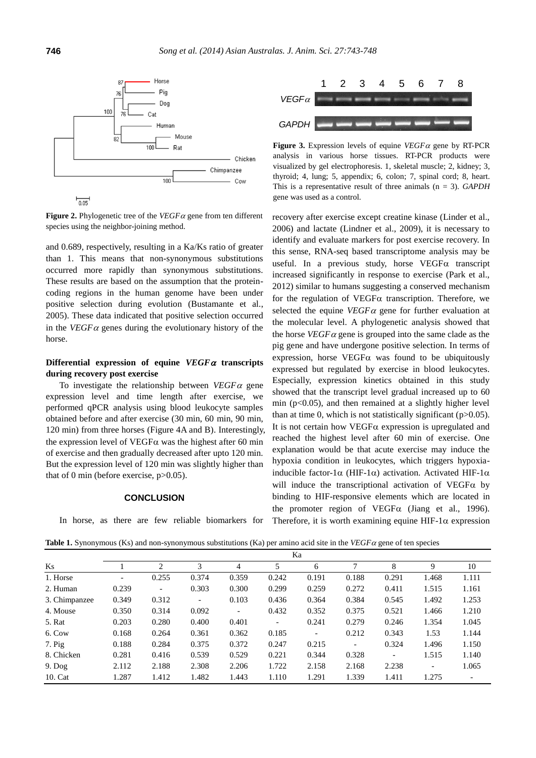**Figure 2.** Phylogenetic tree of the *VEGFα* gene from ten different species using the neighbor-joining method.

and 0.689, respectively, resulting in a Ka/Ks ratio of greater than 1. This means that non-synonymous substitutions occurred more rapidly than synonymous substitutions. These results are based on the assumption that the protein-coding regions in the human genome have been under positive selection during evolution (Bustamante et al., 2005). These data indicated that positive selection occurred in the *VEGFα* genes during the evolutionary history of the horse.

### Differential expression of equine *VEGFα* transcripts during recovery post exercise

To investigate the relationship between *VEGFα* gene expression level and time length after exercise, we performed qPCR analysis using blood leukocyte samples obtained before and after exercise (30 min, 60 min, 90 min, 120 min) from three horses (Figure 4A and B). Interestingly, the expression level of VEGFα was the highest after 60 min of exercise and then gradually decreased after upto 120 min. But the expression level of 120 min was slightly higher than that of 0 min (before exercise, $p>0.05$).

## CONCLUSION

In horse, as there are few reliable biomarkers for recovery after exercise except creatine kinase (Linder et al., 2006) and lactate (Lindner et al., 2009), it is necessary to identify and evaluate markers for post exercise recovery. In this sense, RNA-seq based transcriptome analysis may be useful. In a previous study, horse VEGFα transcript increased significantly in response to exercise (Park et al., 2012) similar to humans suggesting a conserved mechanism for the regulation of VEGFα transcription. Therefore, we selected the equine *VEGFα* gene for further evaluation at the molecular level. A phylogenetic analysis showed that the horse *VEGFα* gene is grouped into the same clade as the pig gene and have undergone positive selection. In terms of expression, horse VEGFα was found to be ubiquitously expressed but regulated by exercise in blood leukocytes. Especially, expression kinetics obtained in this study showed that the transcript level gradual increased up to 60 min ($p<0.05$), and then remained at a slightly higher level than at time 0, which is not statistically significant ($p>0.05$). It is not certain how VEGFα expression is upregulated and reached the highest level after 60 min of exercise. One explanation would be that acute exercise may induce the hypoxia condition in leukocytes, which triggers hypoxia-inducible factor-1α (HIF-1α) activation. Activated HIF-1α will induce the transcriptional activation of VEGFα by binding to HIF-responsive elements which are located in the promoter region of VEGFα (Jiang et al., 1996). Therefore, it is worth examining equine HIF-1α expression

**Figure 3.** Expression levels of equine *VEGFα* gene by RT-PCR analysis in various horse tissues. RT-PCR products were visualized by gel electrophoresis. 1, skeletal muscle; 2, kidney; 3, thyroid; 4, lung; 5, appendix; 6, colon; 7, spinal cord; 8, heart. This is a representative result of three animals (n = 3). *GAPDH* gene was used as a control.

**Table 1.** Synonymous (Ks) and non-synonymous substitutions (Ka) per amino acid site in the *VEGFα* gene of ten species

| | Ka | | | | | | | | | |
|---|---|---|---|---|---|---|---|---|---|---|
| Ks | 1 | 2 | 3 | 4 | 5 | 6 | 7 | 8 | 9 | 10 |
| 1. Horse | - | 0.255 | 0.374 | 0.359 | 0.242 | 0.191 | 0.188 | 0.291 | 1.468 | 1.111 |
| 2. Human | 0.239 | - | 0.303 | 0.300 | 0.299 | 0.259 | 0.272 | 0.411 | 1.515 | 1.161 |
| 3. Chimpanzee | 0.349 | 0.312 | - | 0.103 | 0.436 | 0.364 | 0.384 | 0.545 | 1.492 | 1.253 |
| 4. Mouse | 0.350 | 0.314 | 0.092 | - | 0.432 | 0.352 | 0.375 | 0.521 | 1.466 | 1.210 |
| 5. Rat | 0.203 | 0.280 | 0.400 | 0.401 | - | 0.241 | 0.279 | 0.246 | 1.354 | 1.045 |
| 6. Cow | 0.168 | 0.264 | 0.361 | 0.362 | 0.185 | - | 0.212 | 0.343 | 1.53 | 1.144 |
| 7. Pig | 0.188 | 0.284 | 0.375 | 0.372 | 0.247 | 0.215 | - | 0.324 | 1.496 | 1.150 |
| 8. Chicken | 0.281 | 0.416 | 0.539 | 0.529 | 0.221 | 0.344 | 0.328 | - | 1.515 | 1.140 |
| 9. Dog | 2.112 | 2.188 | 2.308 | 2.206 | 1.722 | 2.158 | 2.168 | 2.238 | - | 1.065 |
| 10. Cat | 1.287 | 1.412 | 1.482 | 1.443 | 1.110 | 1.291 | 1.339 | 1.411 | 1.275 | - |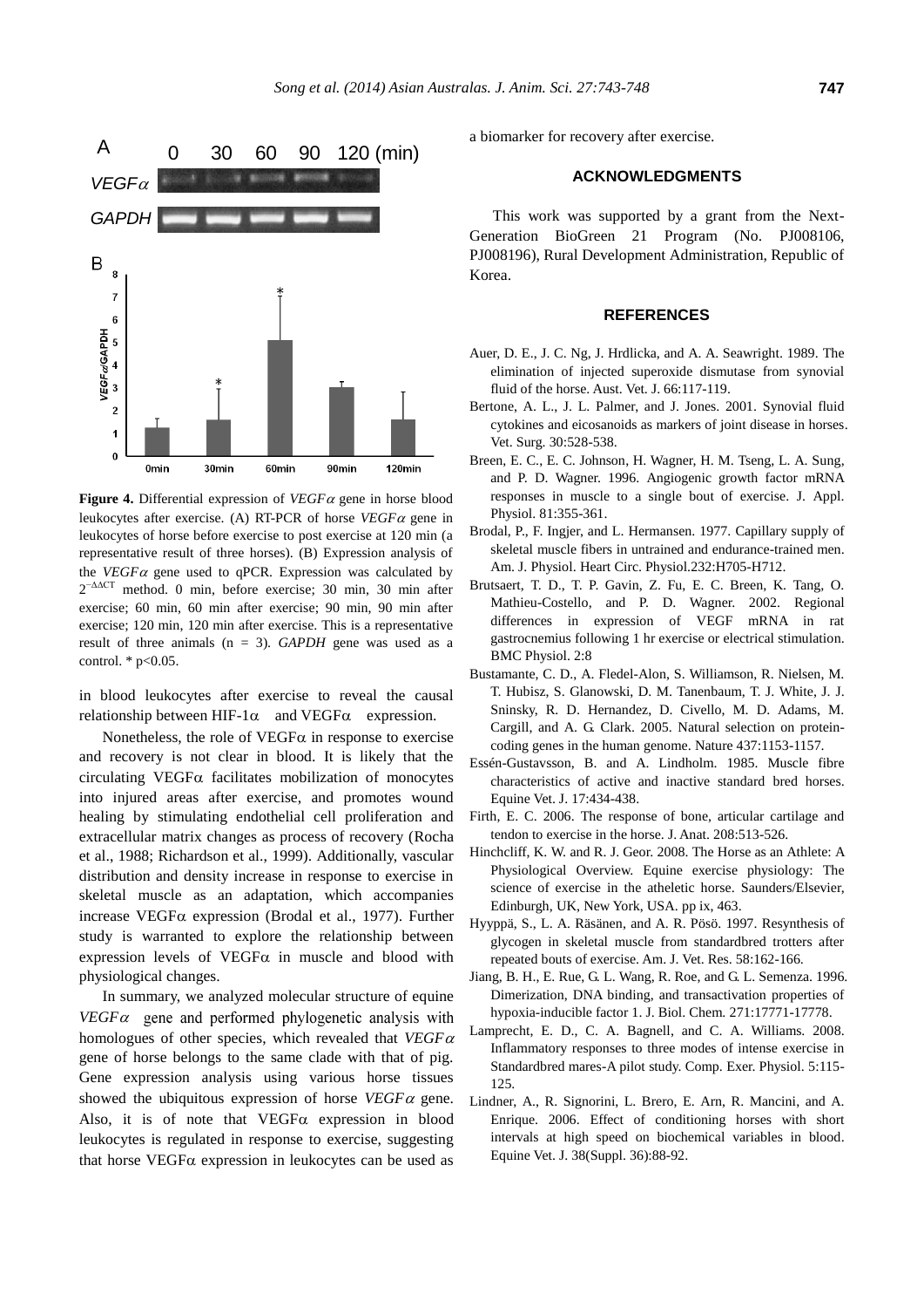**Figure 4.** Differential expression of *VEGFα* gene in horse blood leukocytes after exercise. (A) RT-PCR of horse *VEGFα* gene in leukocytes of horse before exercise to post exercise at 120 min (a representative result of three horses). (B) Expression analysis of the *VEGFα* gene used to qPCR. Expression was calculated by $2^{-\Delta\Delta CT}$ method. 0 min, before exercise; 30 min, 30 min after exercise; 60 min, 60 min after exercise; 90 min, 90 min after exercise; 120 min, 120 min after exercise. This is a representative result of three animals (n = 3). *GAPDH* gene was used as a control. * $p<0.05$.

in blood leukocytes after exercise to reveal the causal relationship between HIF-1α and VEGFα expression.

Nonetheless, the role of VEGFα in response to exercise and recovery is not clear in blood. It is likely that the circulating VEGFα facilitates mobilization of monocytes into injured areas after exercise, and promotes wound healing by stimulating endothelial cell proliferation and extracellular matrix changes as process of recovery (Rocha et al., 1988; Richardson et al., 1999). Additionally, vascular distribution and density increase in response to exercise in skeletal muscle as an adaptation, which accompanies increase VEGFα expression (Brodal et al., 1977). Further study is warranted to explore the relationship between expression levels of VEGFα in muscle and blood with physiological changes.

In summary, we analyzed molecular structure of equine *VEGFα* gene and performed phylogenetic analysis with homologues of other species, which revealed that *VEGFα* gene of horse belongs to the same clade with that of pig. Gene expression analysis using various horse tissues showed the ubiquitous expression of horse *VEGFα* gene. Also, it is of note that VEGFα expression in blood leukocytes is regulated in response to exercise, suggesting that horse VEGFα expression in leukocytes can be used as a biomarker for recovery after exercise.

## ACKNOWLEDGMENTS

This work was supported by a grant from the Next-Generation BioGreen 21 Program (No. PJ008106, PJ008196), Rural Development Administration, Republic of Korea.

## REFERENCES

Auer, D. E., J. C. Ng, J. Hrdlicka, and A. A. Seawright. 1989. The elimination of injected superoxide dismutase from synovial fluid of the horse. Aust. Vet. J. 66:117-119.

Bertone, A. L., J. L. Palmer, and J. Jones. 2001. Synovial fluid cytokines and eicosanoids as markers of joint disease in horses. Vet. Surg. 30:528-538.

Breen, E. C., E. C. Johnson, H. Wagner, H. M. Tseng, L. A. Sung, and P. D. Wagner. 1996. Angiogenic growth factor mRNA responses in muscle to a single bout of exercise. J. Appl. Physiol. 81:355-361.

Brodal, P., F. Ingjer, and L. Hermansen. 1977. Capillary supply of skeletal muscle fibers in untrained and endurance-trained men. Am. J. Physiol. Heart Circ. Physiol.232:H705-H712.

Brutsaert, T. D., T. P. Gavin, Z. Fu, E. C. Breen, K. Tang, O. Mathieu-Costello, and P. D. Wagner. 2002. Regional differences in expression of VEGF mRNA in rat gastrocnemius following 1 hr exercise or electrical stimulation. BMC Physiol. 2:8

Bustamante, C. D., A. Fledel-Alon, S. Williamson, R. Nielsen, M. T. Hubisz, S. Glanowski, D. M. Tanenbaum, T. J. White, J. J. Sninsky, R. D. Hernandez, D. Civello, M. D. Adams, M. Cargill, and A. G. Clark. 2005. Natural selection on protein-coding genes in the human genome. Nature 437:1153-1157.

Essén-Gustavsson, B. and A. Lindholm. 1985. Muscle fibre characteristics of active and inactive standard bred horses. Equine Vet. J. 17:434-438.

Firth, E. C. 2006. The response of bone, articular cartilage and tendon to exercise in the horse. J. Anat. 208:513-526.

Hinchcliff, K. W. and R. J. Geor. 2008. The Horse as an Athlete: A Physiological Overview. Equine exercise physiology: The science of exercise in the atheletic horse. Saunders/Elsevier, Edinburgh, UK, New York, USA. pp ix, 463.

Hyyppä, S., L. A. Räsänen, and A. R. Pösö. 1997. Resynthesis of glycogen in skeletal muscle from standardbred trotters after repeated bouts of exercise. Am. J. Vet. Res. 58:162-166.

Jiang, B. H., E. Rue, G. L. Wang, R. Roe, and G. L. Semenza. 1996. Dimerization, DNA binding, and transactivation properties of hypoxia-inducible factor 1. J. Biol. Chem. 271:17771-17778.

Lamprecht, E. D., C. A. Bagnell, and C. A. Williams. 2008. Inflammatory responses to three modes of intense exercise in Standardbred mares-A pilot study. Comp. Exer. Physiol. 5:115-125.

Lindner, A., R. Signorini, L. Brero, E. Arn, R. Mancini, and A. Enrique. 2006. Effect of conditioning horses with short intervals at high speed on biochemical variables in blood. Equine Vet. J. 38(Suppl. 36):88-92.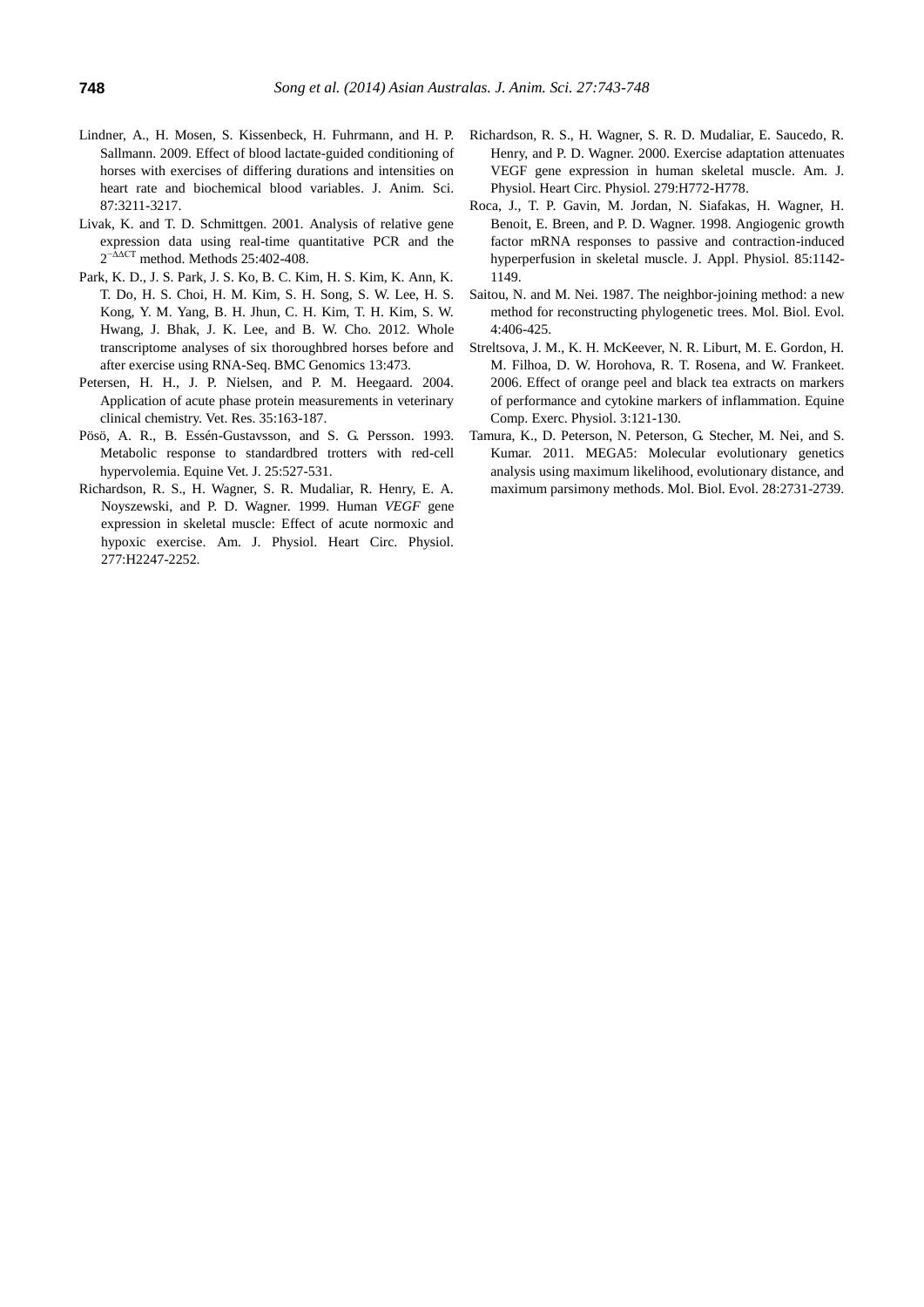Lindner, A., H. Mosen, S. Kissenbeck, H. Fuhrmann, and H. P. Sallmann. 2009. Effect of blood lactate-guided conditioning of horses with exercises of differing durations and intensities on heart rate and biochemical blood variables. J. Anim. Sci. 87:3211-3217.

Livak, K. and T. D. Schmittgen. 2001. Analysis of relative gene expression data using real-time quantitative PCR and the $2^{-\Delta\Delta CT}$ method. Methods 25:402-408.

Park, K. D., J. S. Park, J. S. Ko, B. C. Kim, H. S. Kim, K. Ann, K. T. Do, H. S. Choi, H. M. Kim, S. H. Song, S. W. Lee, H. S. Kong, Y. M. Yang, B. H. Jhun, C. H. Kim, T. H. Kim, S. W. Hwang, J. Bhak, J. K. Lee, and B. W. Cho. 2012. Whole transcriptome analyses of six thoroughbred horses before and after exercise using RNA-Seq. BMC Genomics 13:473.

Petersen, H. H., J. P. Nielsen, and P. M. Heegaard. 2004. Application of acute phase protein measurements in veterinary clinical chemistry. Vet. Res. 35:163-187.

Pösö, A. R., B. Essén-Gustavsson, and S. G. Persson. 1993. Metabolic response to standardbred trotters with red-cell hypervolemia. Equine Vet. J. 25:527-531.

Richardson, R. S., H. Wagner, S. R. Mudaliar, R. Henry, E. A. Noyszewski, and P. D. Wagner. 1999. Human *VEGF* gene expression in skeletal muscle: Effect of acute normoxic and hypoxic exercise. Am. J. Physiol. Heart Circ. Physiol. 277:H2247-2252.

Richardson, R. S., H. Wagner, S. R. D. Mudaliar, E. Saucedo, R. Henry, and P. D. Wagner. 2000. Exercise adaptation attenuates VEGF gene expression in human skeletal muscle. Am. J. Physiol. Heart Circ. Physiol. 279:H772-H778.

Roca, J., T. P. Gavin, M. Jordan, N. Siafakas, H. Wagner, H. Benoit, E. Breen, and P. D. Wagner. 1998. Angiogenic growth factor mRNA responses to passive and contraction-induced hyperperfusion in skeletal muscle. J. Appl. Physiol. 85:1142-1149.

Saitou, N. and M. Nei. 1987. The neighbor-joining method: a new method for reconstructing phylogenetic trees. Mol. Biol. Evol. 4:406-425.

Streltsova, J. M., K. H. McKeever, N. R. Liburt, M. E. Gordon, H. M. Filhoa, D. W. Horohova, R. T. Rosena, and W. Frankeet. 2006. Effect of orange peel and black tea extracts on markers of performance and cytokine markers of inflammation. Equine Comp. Exerc. Physiol. 3:121-130.

Tamura, K., D. Peterson, N. Peterson, G. Stecher, M. Nei, and S. Kumar. 2011. MEGA5: Molecular evolutionary genetics analysis using maximum likelihood, evolutionary distance, and maximum parsimony methods. Mol. Biol. Evol. 28:2731-2739.